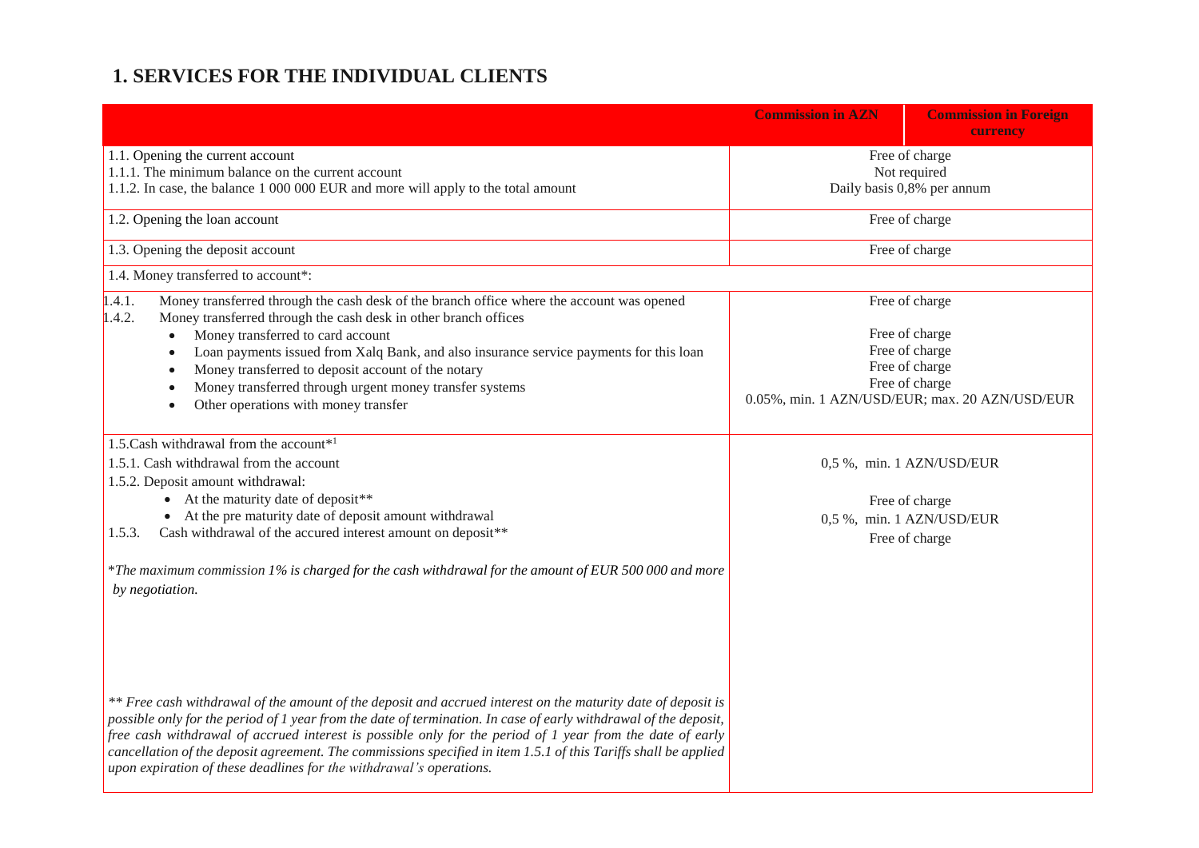## 1. SERVICES FOR THE INDIVIDUAL CLIENTS

| | Commission in AZN | Commission in Foreign currency |
|---|---|---|
| 1.1. Opening the current account<br>1.1.1. The minimum balance on the current account<br>1.1.2. In case, the balance 1 000 000 EUR and more will apply to the total amount | Free of charge<br>Not required<br>Daily basis 0,8% per annum | |
| 1.2. Opening the loan account | Free of charge | |
| 1.3. Opening the deposit account | Free of charge | |
| 1.4. Money transferred to account*: | | |
| 1.4.1. Money transferred through the cash desk of the branch office where the account was opened<br>1.4.2. Money transferred through the cash desk in other branch offices<br>• Money transferred to card account<br>• Loan payments issued from Xalq Bank, and also insurance service payments for this loan<br>• Money transferred to deposit account of the notary<br>• Money transferred through urgent money transfer systems<br>• Other operations with money transfer | Free of charge<br><br>Free of charge<br>Free of charge<br>Free of charge<br>Free of charge<br>0.05%, min. 1 AZN/USD/EUR; max. 20 AZN/USD/EUR | |
| 1.5.Cash withdrawal from the account*[1]<br>1.5.1. Cash withdrawal from the account<br>1.5.2. Deposit amount withdrawal:<br>• At the maturity date of deposit**<br>• At the pre maturity date of deposit amount withdrawal<br>1.5.3. Cash withdrawal of the accured interest amount on deposit**<br><br>*The maximum commission 1% is charged for the cash withdrawal for the amount of EUR 500 000 and more by negotiation.*<br><br>*** Free cash withdrawal of the amount of the deposit and accrued interest on the maturity date of deposit is possible only for the period of 1 year from the date of termination. In case of early withdrawal of the deposit, free cash withdrawal of accrued interest is possible only for the period of 1 year from the date of early cancellation of the deposit agreement. The commissions specified in item 1.5.1 of this Tariffs shall be applied upon expiration of these deadlines for the withdrawal's operations.* | <br>0,5 %, min. 1 AZN/USD/EUR<br><br>Free of charge<br>0,5 %, min. 1 AZN/USD/EUR<br>Free of charge | |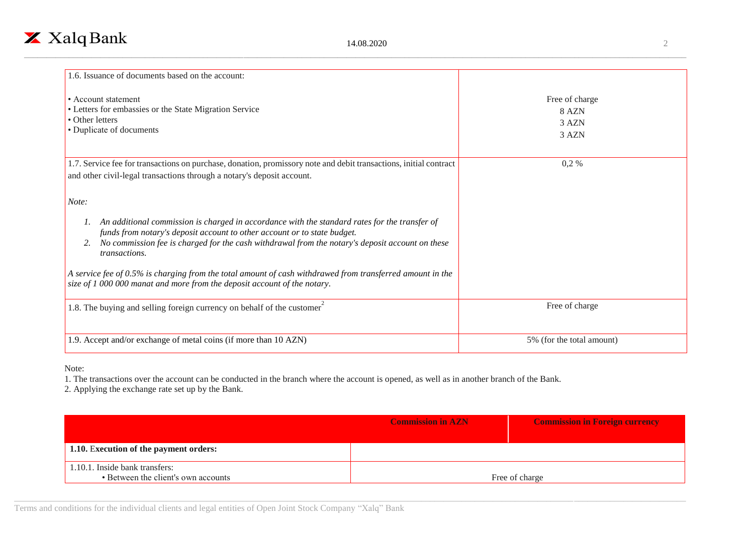| | |
|---|---|
| 1.6. Issuance of documents based on the account:<br><br>• Account statement<br>• Letters for embassies or the State Migration Service<br>• Other letters<br>• Duplicate of documents | <br><br>Free of charge<br>8 AZN<br>3 AZN<br>3 AZN |
| 1.7. Service fee for transactions on purchase, donation, promissory note and debit transactions, initial contract and other civil-legal transactions through a notary's deposit account.<br><br>*Note:*<br><br>1. *An additional commission is charged in accordance with the standard rates for the transfer of funds from notary's deposit account to other account or to state budget.*<br>2. *No commission fee is charged for the cash withdrawal from the notary's deposit account on these transactions.*<br><br>*A service fee of 0.5% is charging from the total amount of cash withdrawed from transferred amount in the size of 1 000 000 manat and more from the deposit account of the notary.* | 0,2 % |
| 1.8. The buying and selling foreign currency on behalf of the customer[2] | Free of charge |
| 1.9. Accept and/or exchange of metal coins (if more than 10 AZN) | 5% (for the total amount) |

Note:

1. The transactions over the account can be conducted in the branch where the account is opened, as well as in another branch of the Bank.
2. Applying the exchange rate set up by the Bank.

| | **Commission in AZN** | **Commission in Foreign currency** |
|---|---|---|
| **1.10. Execution of the payment orders:** | | |
| 1.10.1. Inside bank transfers:<br>• Between the client's own accounts | Free of charge | |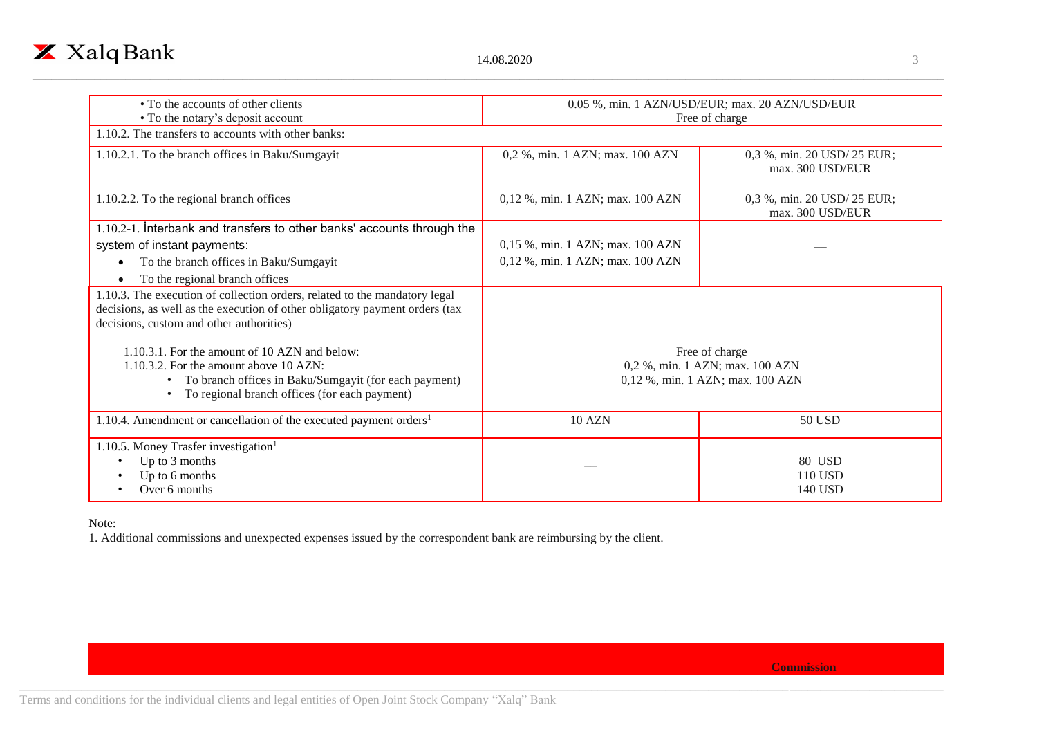| | | |
|---|---|---|
| • To the accounts of other clients<br>• To the notary's deposit account | 0.05 %, min. 1 AZN/USD/EUR; max. 20 AZN/USD/EUR<br>Free of charge | |
| 1.10.2. The transfers to accounts with other banks: | | |
| 1.10.2.1. To the branch offices in Baku/Sumgayit | 0,2 %, min. 1 AZN; max. 100 AZN | 0,3 %, min. 20 USD/ 25 EUR; max. 300 USD/EUR |
| 1.10.2.2. To the regional branch offices | 0,12 %, min. 1 AZN; max. 100 AZN | 0,3 %, min. 20 USD/ 25 EUR; max. 300 USD/EUR |
| 1.10.2-1. İnterbank and transfers to other banks' accounts through the system of instant payments:<br>• To the branch offices in Baku/Sumgayit<br>• To the regional branch offices | 0,15 %, min. 1 AZN; max. 100 AZN<br>0,12 %, min. 1 AZN; max. 100 AZN | — |
| 1.10.3. The execution of collection orders, related to the mandatory legal decisions, as well as the execution of other obligatory payment orders (tax decisions, custom and other authorities)<br>1.10.3.1. For the amount of 10 AZN and below:<br>1.10.3.2. For the amount above 10 AZN:<br>• To branch offices in Baku/Sumgayit (for each payment)<br>• To regional branch offices (for each payment) | Free of charge<br>0,2 %, min. 1 AZN; max. 100 AZN<br>0,12 %, min. 1 AZN; max. 100 AZN | |
| 1.10.4. Amendment or cancellation of the executed payment orders[1] | 10 AZN | 50 USD |
| 1.10.5. Money Trasfer investigation[1]<br>• Up to 3 months<br>• Up to 6 months<br>• Over 6 months | — | 80 USD<br>110 USD<br>140 USD |

Note:

1. Additional commissions and unexpected expenses issued by the correspondent bank are reimbursing by the client.

**Commission**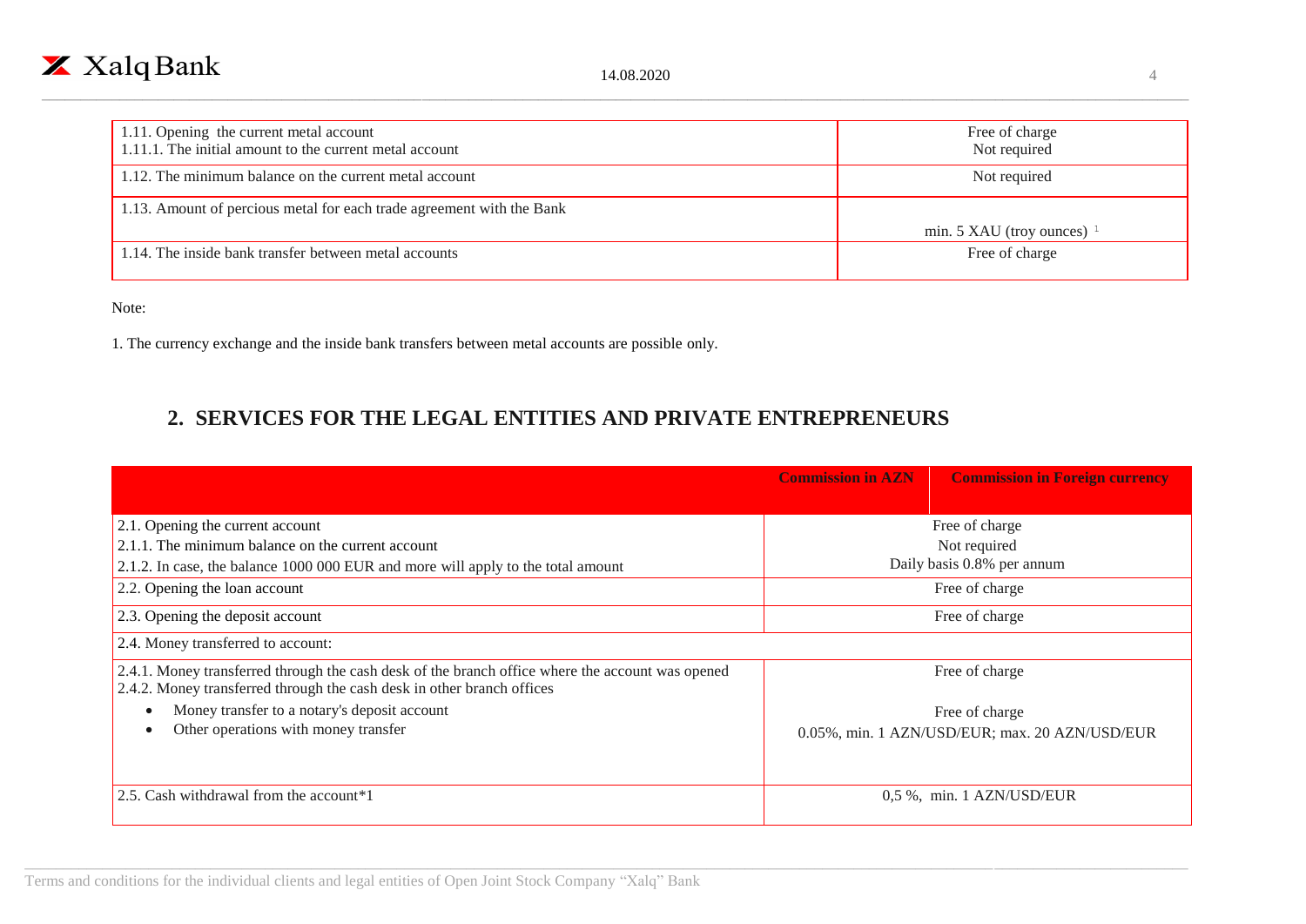| | |
|---|---|
| 1.11. Opening the current metal account<br>1.11.1. The initial amount to the current metal account | Free of charge<br>Not required |
| 1.12. The minimum balance on the current metal account | Not required |
| 1.13. Amount of percious metal for each trade agreement with the Bank | min. 5 XAU (troy ounces) [1] |
| 1.14. The inside bank transfer between metal accounts | Free of charge |

Note:

1. The currency exchange and the inside bank transfers between metal accounts are possible only.

## 2. SERVICES FOR THE LEGAL ENTITIES AND PRIVATE ENTREPRENEURS

| | **Commission in AZN** | **Commission in Foreign currency** |
|---|---|---|
| 2.1. Opening the current account<br>2.1.1. The minimum balance on the current account<br>2.1.2. In case, the balance 1000 000 EUR and more will apply to the total amount | Free of charge<br>Not required<br>Daily basis 0.8% per annum | |
| 2.2. Opening the loan account | Free of charge | |
| 2.3. Opening the deposit account | Free of charge | |
| 2.4. Money transferred to account: | | |
| 2.4.1. Money transferred through the cash desk of the branch office where the account was opened<br>2.4.2. Money transferred through the cash desk in other branch offices<br>• Money transfer to a notary's deposit account<br>• Other operations with money transfer | Free of charge<br><br>Free of charge<br>0.05%, min. 1 AZN/USD/EUR; max. 20 AZN/USD/EUR | |
| 2.5. Cash withdrawal from the account*1 | 0,5 %, min. 1 AZN/USD/EUR | |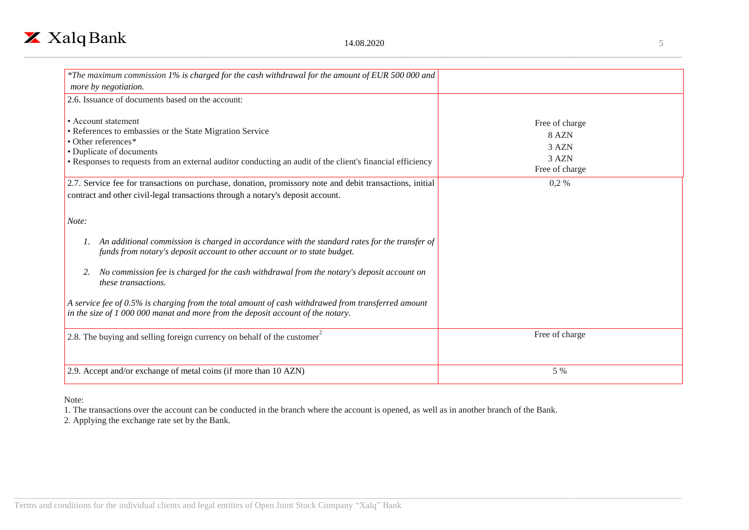| | |
|---|---|
| *\*The maximum commission 1% is charged for the cash withdrawal for the amount of EUR 500 000 and more by negotiation.* | |
| 2.6. Issuance of documents based on the account:<br><br>• Account statement<br>• References to embassies or the State Migration Service<br>• Other references*<br>• Duplicate of documents<br>• Responses to requests from an external auditor conducting an audit of the client's financial efficiency | <br><br>Free of charge<br>8 AZN<br>3 AZN<br>3 AZN<br>Free of charge |
| 2.7. Service fee for transactions on purchase, donation, promissory note and debit transactions, initial contract and other civil-legal transactions through a notary's deposit account.<br><br>*Note:*<br><br>*1. An additional commission is charged in accordance with the standard rates for the transfer of funds from notary's deposit account to other account or to state budget.*<br><br>*2. No commission fee is charged for the cash withdrawal from the notary's deposit account on these transactions.*<br><br>*A service fee of 0.5% is charging from the total amount of cash withdrawed from transferred amount in the size of 1 000 000 manat and more from the deposit account of the notary.* | 0,2 % |
| 2.8. The buying and selling foreign currency on behalf of the customer[2] | Free of charge |
| 2.9. Accept and/or exchange of metal coins (if more than 10 AZN) | 5 % |

Note:

1. The transactions over the account can be conducted in the branch where the account is opened, as well as in another branch of the Bank.
2. Applying the exchange rate set by the Bank.